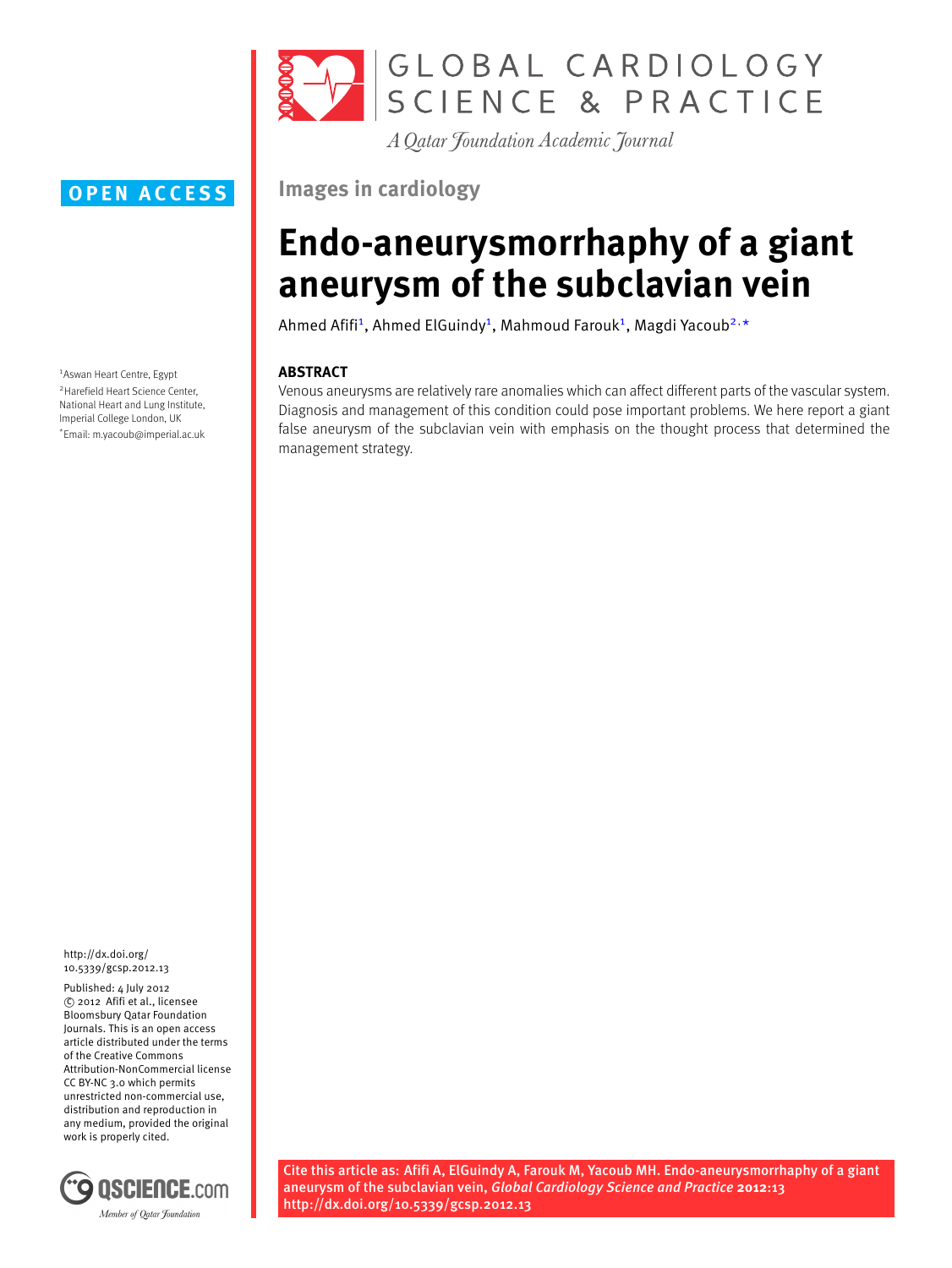OPEN ACCESS

Images in cardiology

# Endo-aneurysmorrhaphy of a giant aneurysm of the subclavian vein

Ahmed Afifi[1], Ahmed ElGuindy[1], Mahmoud Farouk[1], Magdi Yacoub[2,*]

[1]Aswan Heart Centre, Egypt
[2]Harefield Heart Science Center, National Heart and Lung Institute, Imperial College London, UK
*Email: m.yacoub@imperial.ac.uk

## ABSTRACT

Venous aneurysms are relatively rare anomalies which can affect different parts of the vascular system. Diagnosis and management of this condition could pose important problems. We here report a giant false aneurysm of the subclavian vein with emphasis on the thought process that determined the management strategy.

http://dx.doi.org/10.5339/gcsp.2012.13

Published: 4 July 2012
© 2012 Afifi et al., licensee Bloomsbury Qatar Foundation Journals. This is an open access article distributed under the terms of the Creative Commons Attribution-NonCommercial license CC BY-NC 3.0 which permits unrestricted non-commercial use, distribution and reproduction in any medium, provided the original work is properly cited.

Cite this article as: Afifi A, ElGuindy A, Farouk M, Yacoub MH. Endo-aneurysmorrhaphy of a giant aneurysm of the subclavian vein, *Global Cardiology Science and Practice* **2012**:13 http://dx.doi.org/10.5339/gcsp.2012.13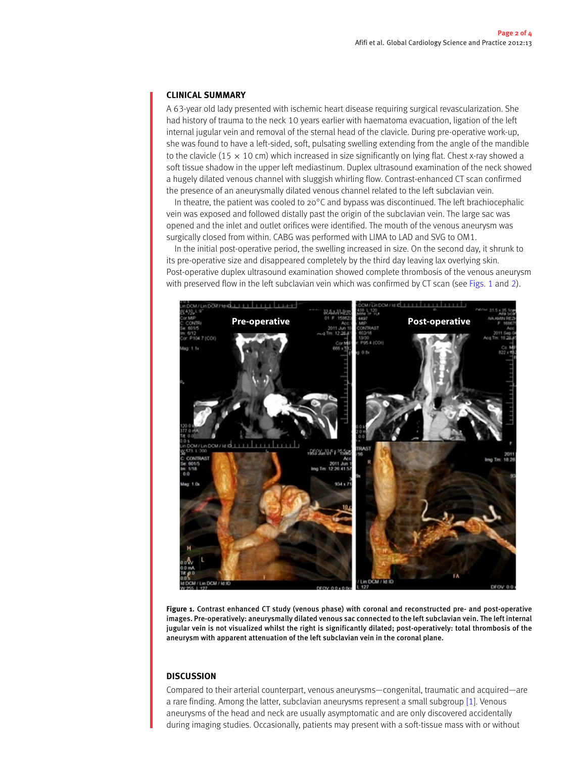## CLINICAL SUMMARY

A 63-year old lady presented with ischemic heart disease requiring surgical revascularization. She had history of trauma to the neck 10 years earlier with haematoma evacuation, ligation of the left internal jugular vein and removal of the sternal head of the clavicle. During pre-operative work-up, she was found to have a left-sided, soft, pulsating swelling extending from the angle of the mandible to the clavicle (15 × 10 cm) which increased in size significantly on lying flat. Chest x-ray showed a soft tissue shadow in the upper left mediastinum. Duplex ultrasound examination of the neck showed a hugely dilated venous channel with sluggish whirling flow. Contrast-enhanced CT scan confirmed the presence of an aneurysmally dilated venous channel related to the left subclavian vein.

In theatre, the patient was cooled to 20°C and bypass was discontinued. The left brachiocephalic vein was exposed and followed distally past the origin of the subclavian vein. The large sac was opened and the inlet and outlet orifices were identified. The mouth of the venous aneurysm was surgically closed from within. CABG was performed with LIMA to LAD and SVG to OM1.

In the initial post-operative period, the swelling increased in size. On the second day, it shrunk to its pre-operative size and disappeared completely by the third day leaving lax overlying skin. Post-operative duplex ultrasound examination showed complete thrombosis of the venous aneurysm with preserved flow in the left subclavian vein which was confirmed by CT scan (see Figs. 1 and 2).

Pre-operative

Post-operative

**Figure 1. Contrast enhanced CT study (venous phase) with coronal and reconstructed pre- and post-operative images. Pre-operatively: aneurysmally dilated venous sac connected to the left subclavian vein. The left internal jugular vein is not visualized whilst the right is significantly dilated; post-operatively: total thrombosis of the aneurysm with apparent attenuation of the left subclavian vein in the coronal plane.**

## DISCUSSION

Compared to their arterial counterpart, venous aneurysms—congenital, traumatic and acquired—are a rare finding. Among the latter, subclavian aneurysms represent a small subgroup [1]. Venous aneurysms of the head and neck are usually asymptomatic and are only discovered accidentally during imaging studies. Occasionally, patients may present with a soft-tissue mass with or without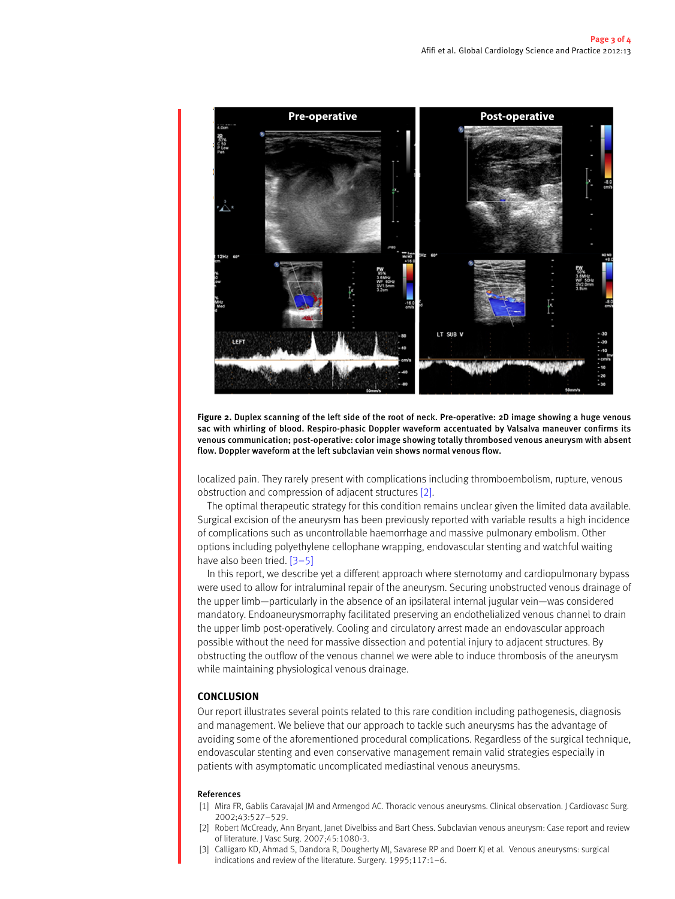**Figure 2.** Duplex scanning of the left side of the root of neck. Pre-operative: 2D image showing a huge venous sac with whirling of blood. Respiro-phasic Doppler waveform accentuated by Valsalva maneuver confirms its venous communication; post-operative: color image showing totally thrombosed venous aneurysm with absent flow. Doppler waveform at the left subclavian vein shows normal venous flow.

localized pain. They rarely present with complications including thromboembolism, rupture, venous obstruction and compression of adjacent structures [2].

The optimal therapeutic strategy for this condition remains unclear given the limited data available. Surgical excision of the aneurysm has been previously reported with variable results a high incidence of complications such as uncontrollable haemorrhage and massive pulmonary embolism. Other options including polyethylene cellophane wrapping, endovascular stenting and watchful waiting have also been tried. [3–5]

In this report, we describe yet a different approach where sternotomy and cardiopulmonary bypass were used to allow for intraluminal repair of the aneurysm. Securing unobstructed venous drainage of the upper limb—particularly in the absence of an ipsilateral internal jugular vein—was considered mandatory. Endoaneurysmorraphy facilitated preserving an endothelialized venous channel to drain the upper limb post-operatively. Cooling and circulatory arrest made an endovascular approach possible without the need for massive dissection and potential injury to adjacent structures. By obstructing the outflow of the venous channel we were able to induce thrombosis of the aneurysm while maintaining physiological venous drainage.

## CONCLUSION

Our report illustrates several points related to this rare condition including pathogenesis, diagnosis and management. We believe that our approach to tackle such aneurysms has the advantage of avoiding some of the aforementioned procedural complications. Regardless of the surgical technique, endovascular stenting and even conservative management remain valid strategies especially in patients with asymptomatic uncomplicated mediastinal venous aneurysms.

### References

[1] Mira FR, Gablis Caravajal JM and Armengod AC. Thoracic venous aneurysms. Clinical observation. J Cardiovasc Surg. 2002;43:527–529.

[2] Robert McCready, Ann Bryant, Janet Divelbiss and Bart Chess. Subclavian venous aneurysm: Case report and review of literature. J Vasc Surg. 2007;45:1080-3.

[3] Calligaro KD, Ahmad S, Dandora R, Dougherty MJ, Savarese RP and Doerr KJ et al. Venous aneurysms: surgical indications and review of the literature. Surgery. 1995;117:1–6.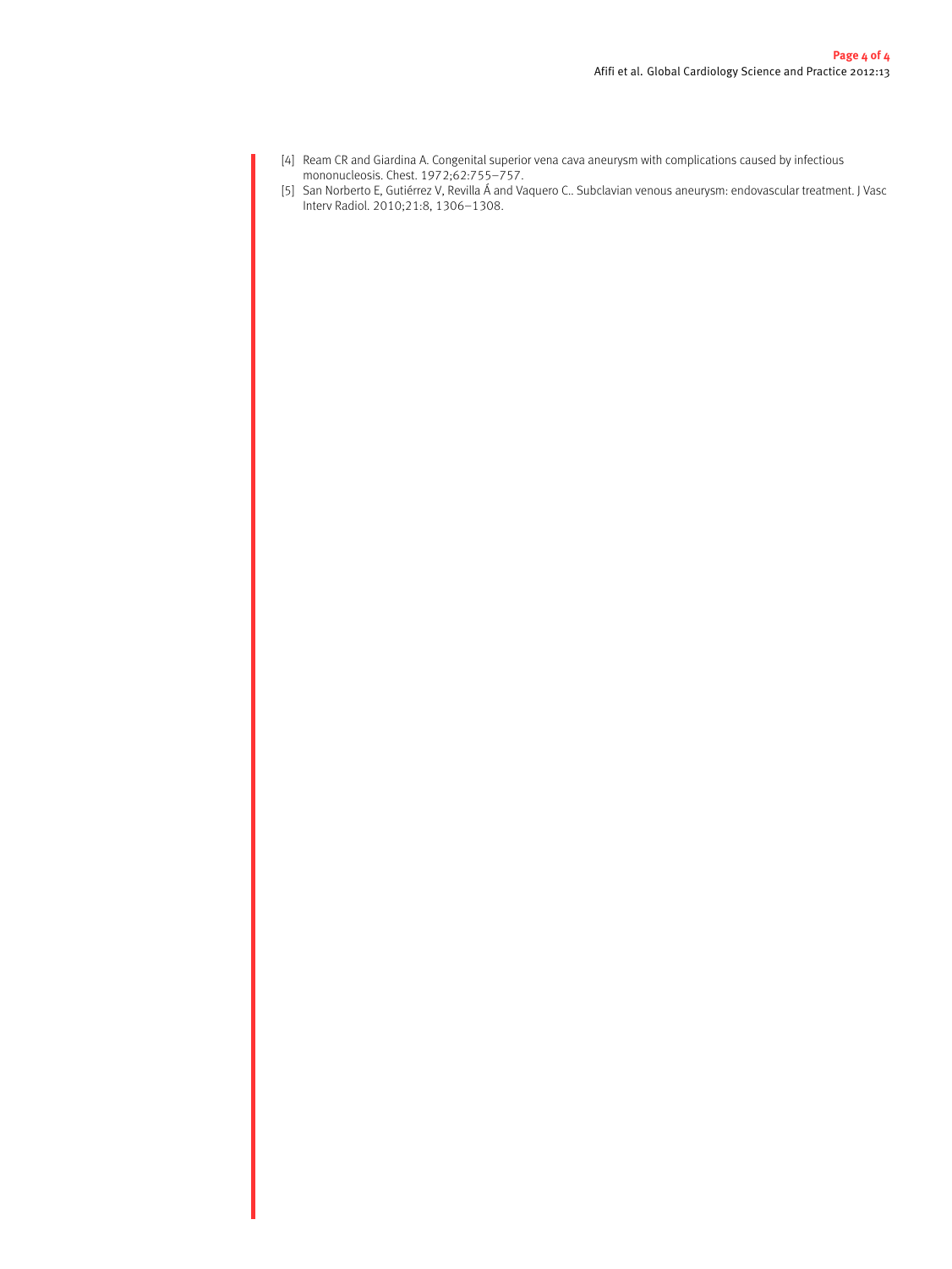[4] Ream CR and Giardina A. Congenital superior vena cava aneurysm with complications caused by infectious mononucleosis. Chest. 1972;62:755–757.

[5] San Norberto E, Gutiérrez V, Revilla Á and Vaquero C.. Subclavian venous aneurysm: endovascular treatment. J Vasc Interv Radiol. 2010;21:8, 1306–1308.